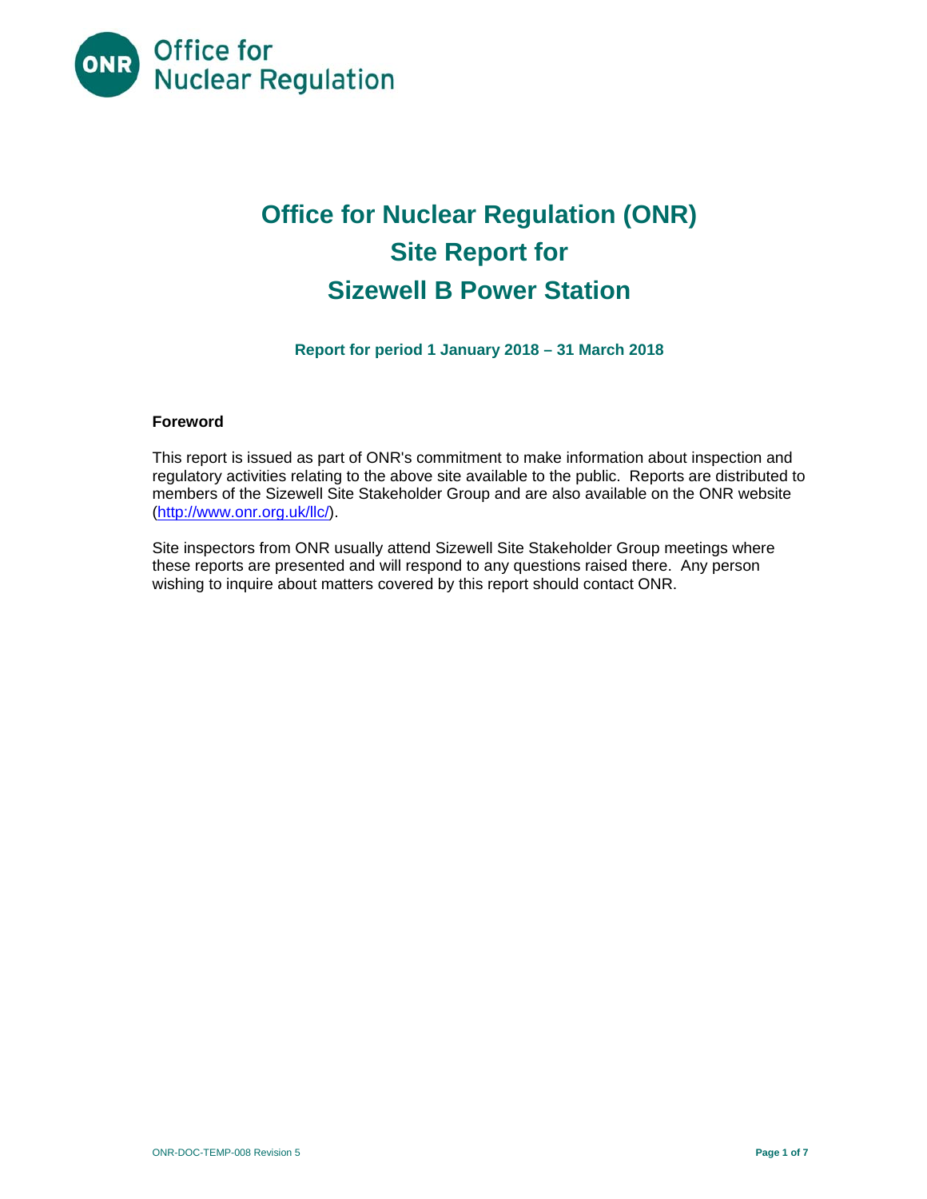# Office for Nuclear Regulation (ONR) Site Report for Sizewell B Power Station

**Report for period 1 January 2018 – 31 March 2018**

### Foreword

This report is issued as part of ONR's commitment to make information about inspection and regulatory activities relating to the above site available to the public. Reports are distributed to members of the Sizewell Site Stakeholder Group and are also available on the ONR website (http://www.onr.org.uk/llc/).

Site inspectors from ONR usually attend Sizewell Site Stakeholder Group meetings where these reports are presented and will respond to any questions raised there. Any person wishing to inquire about matters covered by this report should contact ONR.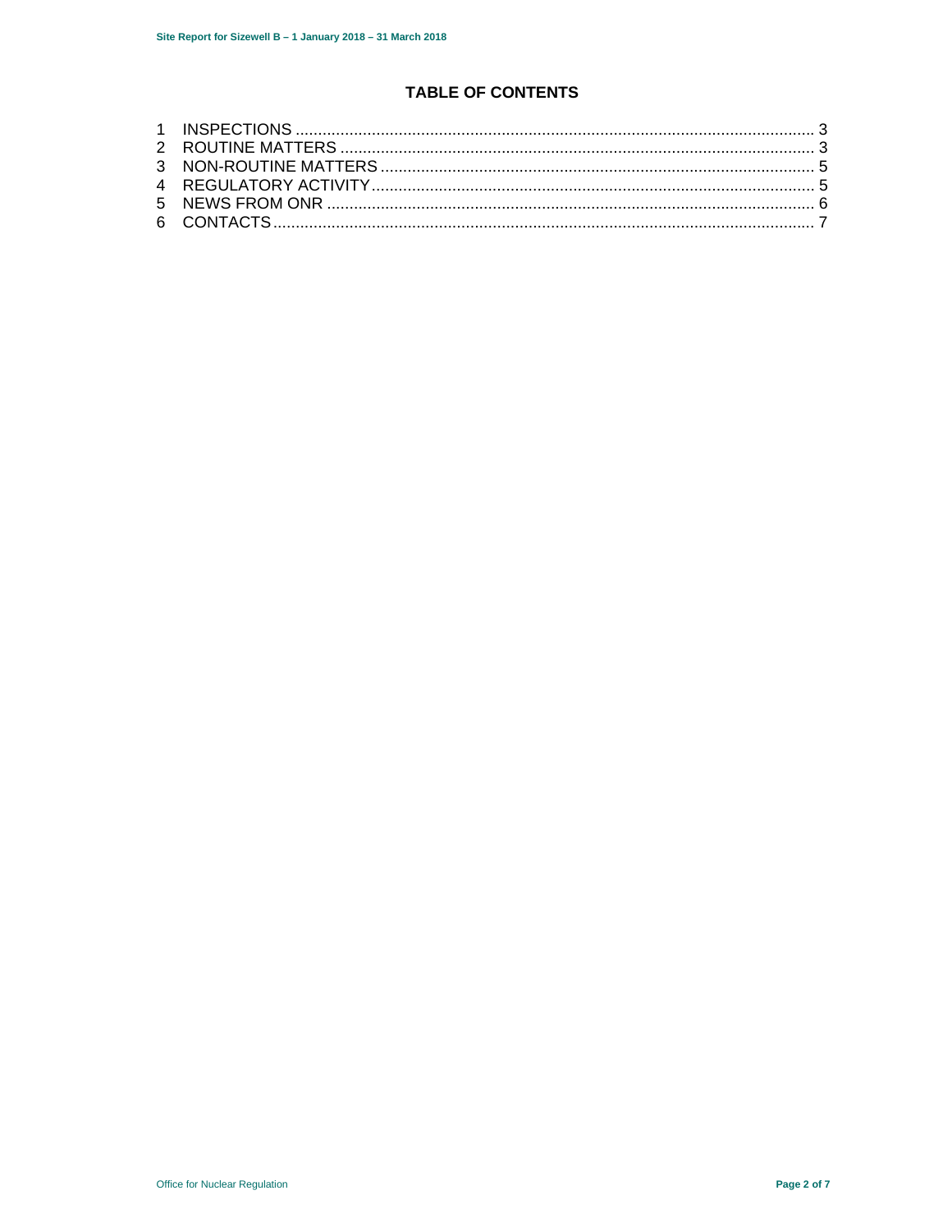# TABLE OF CONTENTS

1 INSPECTIONS ................................................................................................................ 3
2 ROUTINE MATTERS ...................................................................................................... 3
3 NON-ROUTINE MATTERS .............................................................................................. 5
4 REGULATORY ACTIVITY................................................................................................ 5
5 NEWS FROM ONR .......................................................................................................... 6
6 CONTACTS...................................................................................................................... 7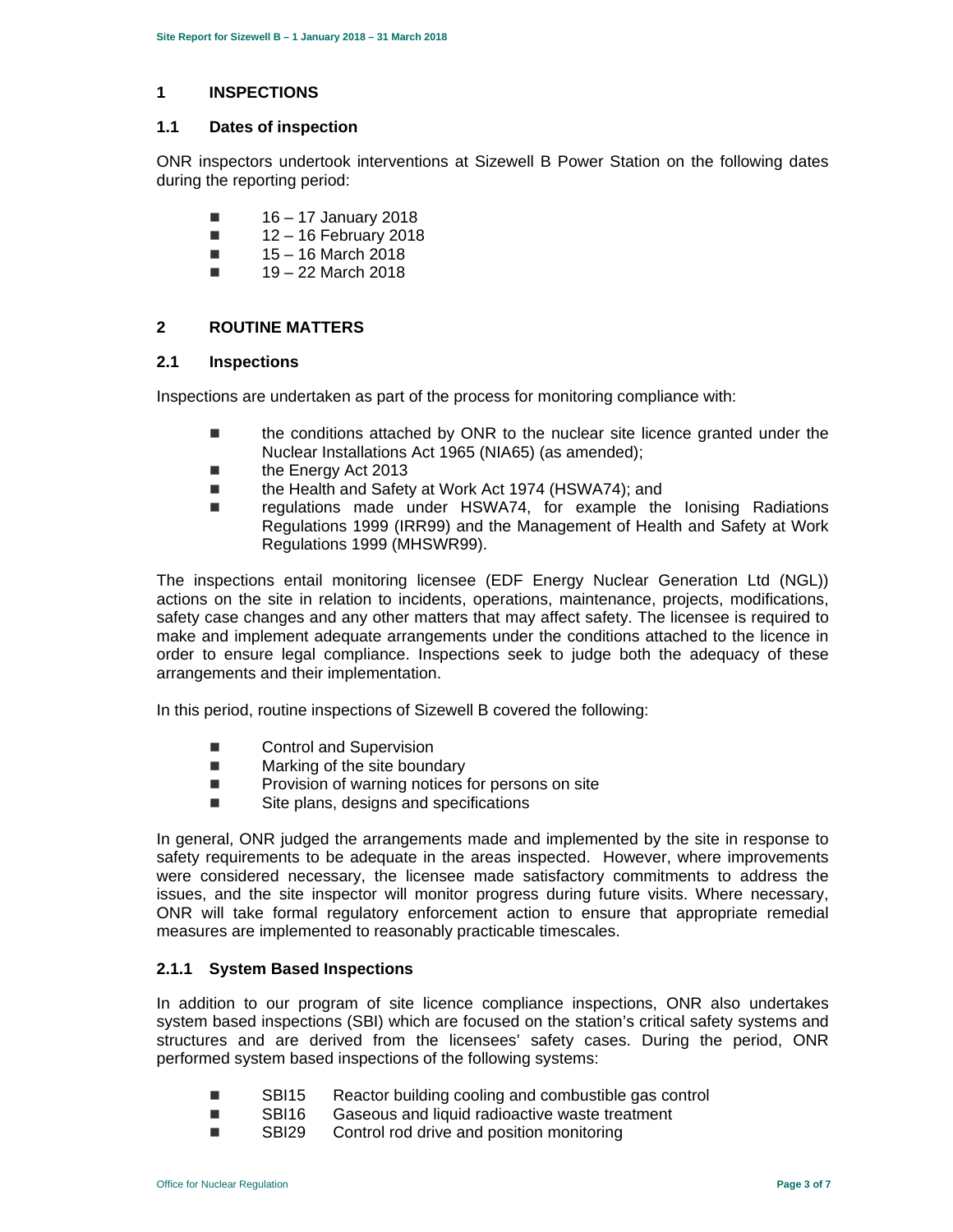# 1 INSPECTIONS

## 1.1 Dates of inspection

ONR inspectors undertook interventions at Sizewell B Power Station on the following dates during the reporting period:

- 16 – 17 January 2018
- 12 – 16 February 2018
- 15 – 16 March 2018
- 19 – 22 March 2018

# 2 ROUTINE MATTERS

## 2.1 Inspections

Inspections are undertaken as part of the process for monitoring compliance with:

- the conditions attached by ONR to the nuclear site licence granted under the Nuclear Installations Act 1965 (NIA65) (as amended);
- the Energy Act 2013
- the Health and Safety at Work Act 1974 (HSWA74); and
- regulations made under HSWA74, for example the Ionising Radiations Regulations 1999 (IRR99) and the Management of Health and Safety at Work Regulations 1999 (MHSWR99).

The inspections entail monitoring licensee (EDF Energy Nuclear Generation Ltd (NGL)) actions on the site in relation to incidents, operations, maintenance, projects, modifications, safety case changes and any other matters that may affect safety. The licensee is required to make and implement adequate arrangements under the conditions attached to the licence in order to ensure legal compliance. Inspections seek to judge both the adequacy of these arrangements and their implementation.

In this period, routine inspections of Sizewell B covered the following:

- Control and Supervision
- Marking of the site boundary
- Provision of warning notices for persons on site
- Site plans, designs and specifications

In general, ONR judged the arrangements made and implemented by the site in response to safety requirements to be adequate in the areas inspected. However, where improvements were considered necessary, the licensee made satisfactory commitments to address the issues, and the site inspector will monitor progress during future visits. Where necessary, ONR will take formal regulatory enforcement action to ensure that appropriate remedial measures are implemented to reasonably practicable timescales.

### 2.1.1 System Based Inspections

In addition to our program of site licence compliance inspections, ONR also undertakes system based inspections (SBI) which are focused on the station's critical safety systems and structures and are derived from the licensees' safety cases. During the period, ONR performed system based inspections of the following systems:

- SBI15 Reactor building cooling and combustible gas control
- SBI16 Gaseous and liquid radioactive waste treatment
- SBI29 Control rod drive and position monitoring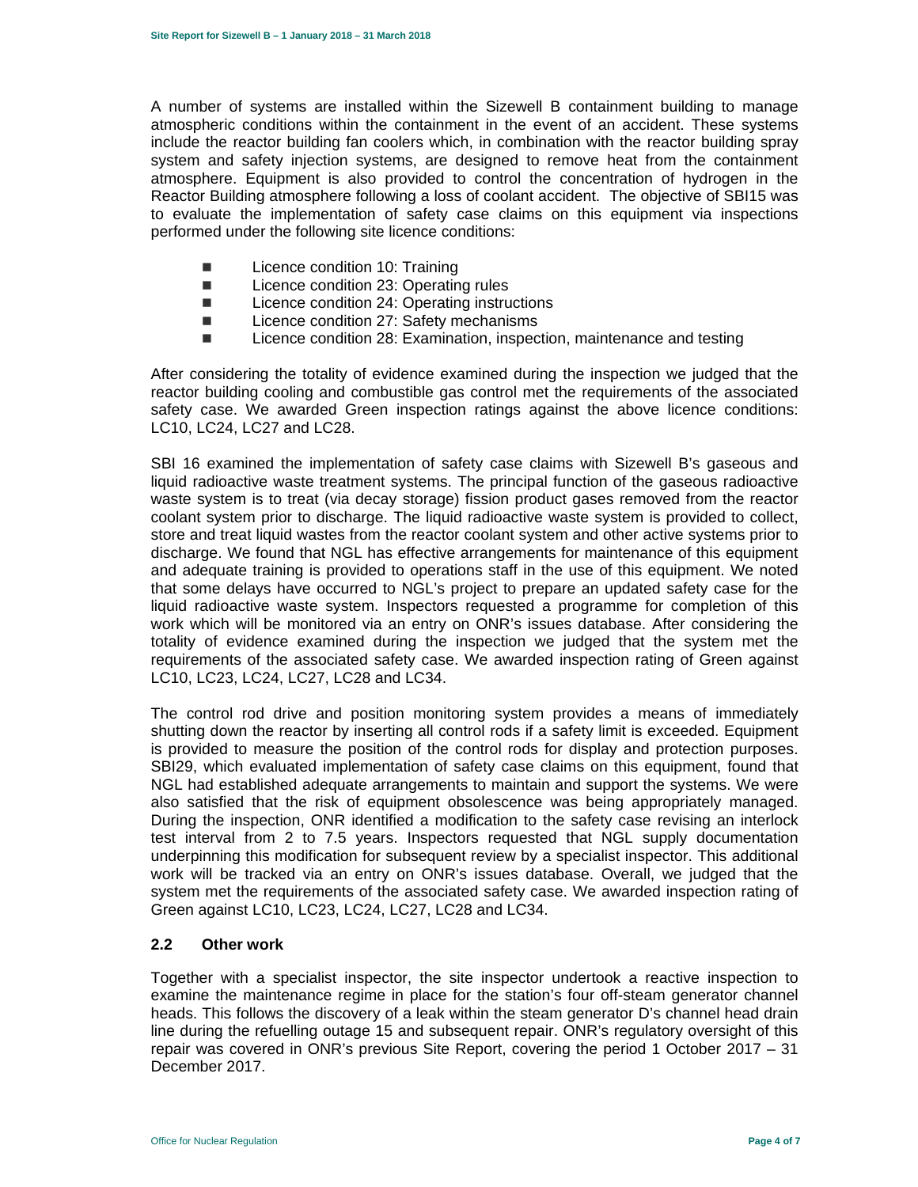A number of systems are installed within the Sizewell B containment building to manage atmospheric conditions within the containment in the event of an accident. These systems include the reactor building fan coolers which, in combination with the reactor building spray system and safety injection systems, are designed to remove heat from the containment atmosphere. Equipment is also provided to control the concentration of hydrogen in the Reactor Building atmosphere following a loss of coolant accident. The objective of SBI15 was to evaluate the implementation of safety case claims on this equipment via inspections performed under the following site licence conditions:

- Licence condition 10: Training
- Licence condition 23: Operating rules
- Licence condition 24: Operating instructions
- Licence condition 27: Safety mechanisms
- Licence condition 28: Examination, inspection, maintenance and testing

After considering the totality of evidence examined during the inspection we judged that the reactor building cooling and combustible gas control met the requirements of the associated safety case. We awarded Green inspection ratings against the above licence conditions: LC10, LC24, LC27 and LC28.

SBI 16 examined the implementation of safety case claims with Sizewell B's gaseous and liquid radioactive waste treatment systems. The principal function of the gaseous radioactive waste system is to treat (via decay storage) fission product gases removed from the reactor coolant system prior to discharge. The liquid radioactive waste system is provided to collect, store and treat liquid wastes from the reactor coolant system and other active systems prior to discharge. We found that NGL has effective arrangements for maintenance of this equipment and adequate training is provided to operations staff in the use of this equipment. We noted that some delays have occurred to NGL's project to prepare an updated safety case for the liquid radioactive waste system. Inspectors requested a programme for completion of this work which will be monitored via an entry on ONR's issues database. After considering the totality of evidence examined during the inspection we judged that the system met the requirements of the associated safety case. We awarded inspection rating of Green against LC10, LC23, LC24, LC27, LC28 and LC34.

The control rod drive and position monitoring system provides a means of immediately shutting down the reactor by inserting all control rods if a safety limit is exceeded. Equipment is provided to measure the position of the control rods for display and protection purposes. SBI29, which evaluated implementation of safety case claims on this equipment, found that NGL had established adequate arrangements to maintain and support the systems. We were also satisfied that the risk of equipment obsolescence was being appropriately managed. During the inspection, ONR identified a modification to the safety case revising an interlock test interval from 2 to 7.5 years. Inspectors requested that NGL supply documentation underpinning this modification for subsequent review by a specialist inspector. This additional work will be tracked via an entry on ONR's issues database. Overall, we judged that the system met the requirements of the associated safety case. We awarded inspection rating of Green against LC10, LC23, LC24, LC27, LC28 and LC34.

### 2.2 Other work

Together with a specialist inspector, the site inspector undertook a reactive inspection to examine the maintenance regime in place for the station's four off-steam generator channel heads. This follows the discovery of a leak within the steam generator D's channel head drain line during the refuelling outage 15 and subsequent repair. ONR's regulatory oversight of this repair was covered in ONR's previous Site Report, covering the period 1 October 2017 – 31 December 2017.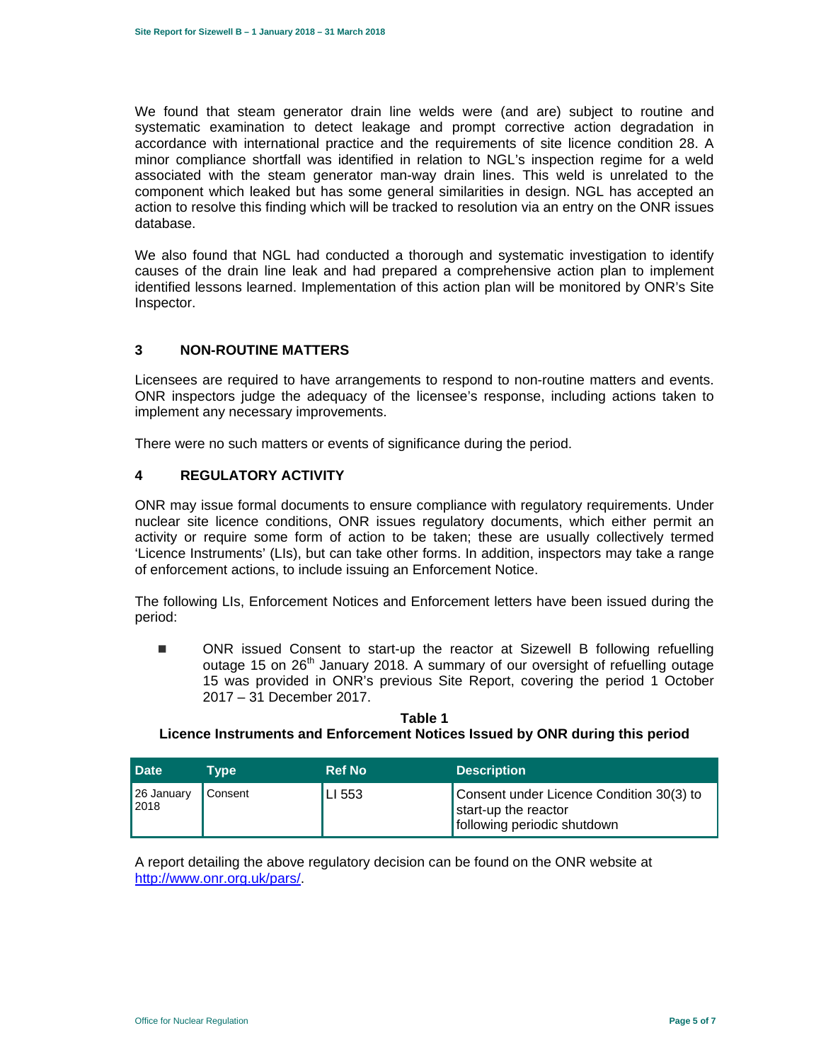We found that steam generator drain line welds were (and are) subject to routine and systematic examination to detect leakage and prompt corrective action degradation in accordance with international practice and the requirements of site licence condition 28. A minor compliance shortfall was identified in relation to NGL's inspection regime for a weld associated with the steam generator man-way drain lines. This weld is unrelated to the component which leaked but has some general similarities in design. NGL has accepted an action to resolve this finding which will be tracked to resolution via an entry on the ONR issues database.

We also found that NGL had conducted a thorough and systematic investigation to identify causes of the drain line leak and had prepared a comprehensive action plan to implement identified lessons learned. Implementation of this action plan will be monitored by ONR's Site Inspector.

## 3 NON-ROUTINE MATTERS

Licensees are required to have arrangements to respond to non-routine matters and events. ONR inspectors judge the adequacy of the licensee's response, including actions taken to implement any necessary improvements.

There were no such matters or events of significance during the period.

## 4 REGULATORY ACTIVITY

ONR may issue formal documents to ensure compliance with regulatory requirements. Under nuclear site licence conditions, ONR issues regulatory documents, which either permit an activity or require some form of action to be taken; these are usually collectively termed 'Licence Instruments' (LIs), but can take other forms. In addition, inspectors may take a range of enforcement actions, to include issuing an Enforcement Notice.

The following LIs, Enforcement Notices and Enforcement letters have been issued during the period:

- ONR issued Consent to start-up the reactor at Sizewell B following refuelling outage 15 on 26th January 2018. A summary of our oversight of refuelling outage 15 was provided in ONR's previous Site Report, covering the period 1 October 2017 – 31 December 2017.

**Table 1**
**Licence Instruments and Enforcement Notices Issued by ONR during this period**

| Date | Type | Ref No | Description |
|---|---|---|---|
| 26 January 2018 | Consent | LI 553 | Consent under Licence Condition 30(3) to start-up the reactor following periodic shutdown |

A report detailing the above regulatory decision can be found on the ONR website at http://www.onr.org.uk/pars/.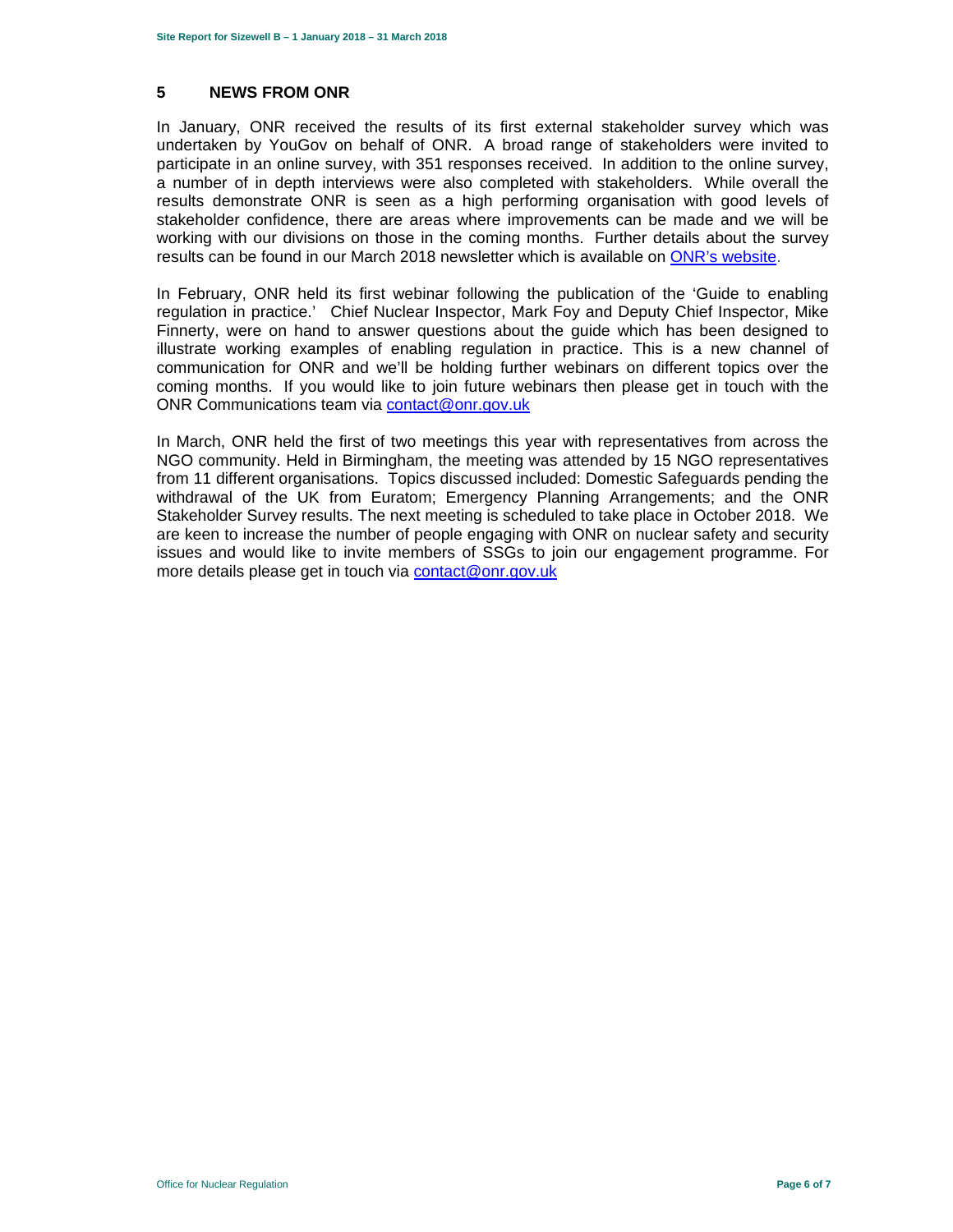## 5 NEWS FROM ONR

In January, ONR received the results of its first external stakeholder survey which was undertaken by YouGov on behalf of ONR. A broad range of stakeholders were invited to participate in an online survey, with 351 responses received. In addition to the online survey, a number of in depth interviews were also completed with stakeholders. While overall the results demonstrate ONR is seen as a high performing organisation with good levels of stakeholder confidence, there are areas where improvements can be made and we will be working with our divisions on those in the coming months. Further details about the survey results can be found in our March 2018 newsletter which is available on ONR's website.

In February, ONR held its first webinar following the publication of the 'Guide to enabling regulation in practice.' Chief Nuclear Inspector, Mark Foy and Deputy Chief Inspector, Mike Finnerty, were on hand to answer questions about the guide which has been designed to illustrate working examples of enabling regulation in practice. This is a new channel of communication for ONR and we'll be holding further webinars on different topics over the coming months. If you would like to join future webinars then please get in touch with the ONR Communications team via contact@onr.gov.uk

In March, ONR held the first of two meetings this year with representatives from across the NGO community. Held in Birmingham, the meeting was attended by 15 NGO representatives from 11 different organisations. Topics discussed included: Domestic Safeguards pending the withdrawal of the UK from Euratom; Emergency Planning Arrangements; and the ONR Stakeholder Survey results. The next meeting is scheduled to take place in October 2018. We are keen to increase the number of people engaging with ONR on nuclear safety and security issues and would like to invite members of SSGs to join our engagement programme. For more details please get in touch via contact@onr.gov.uk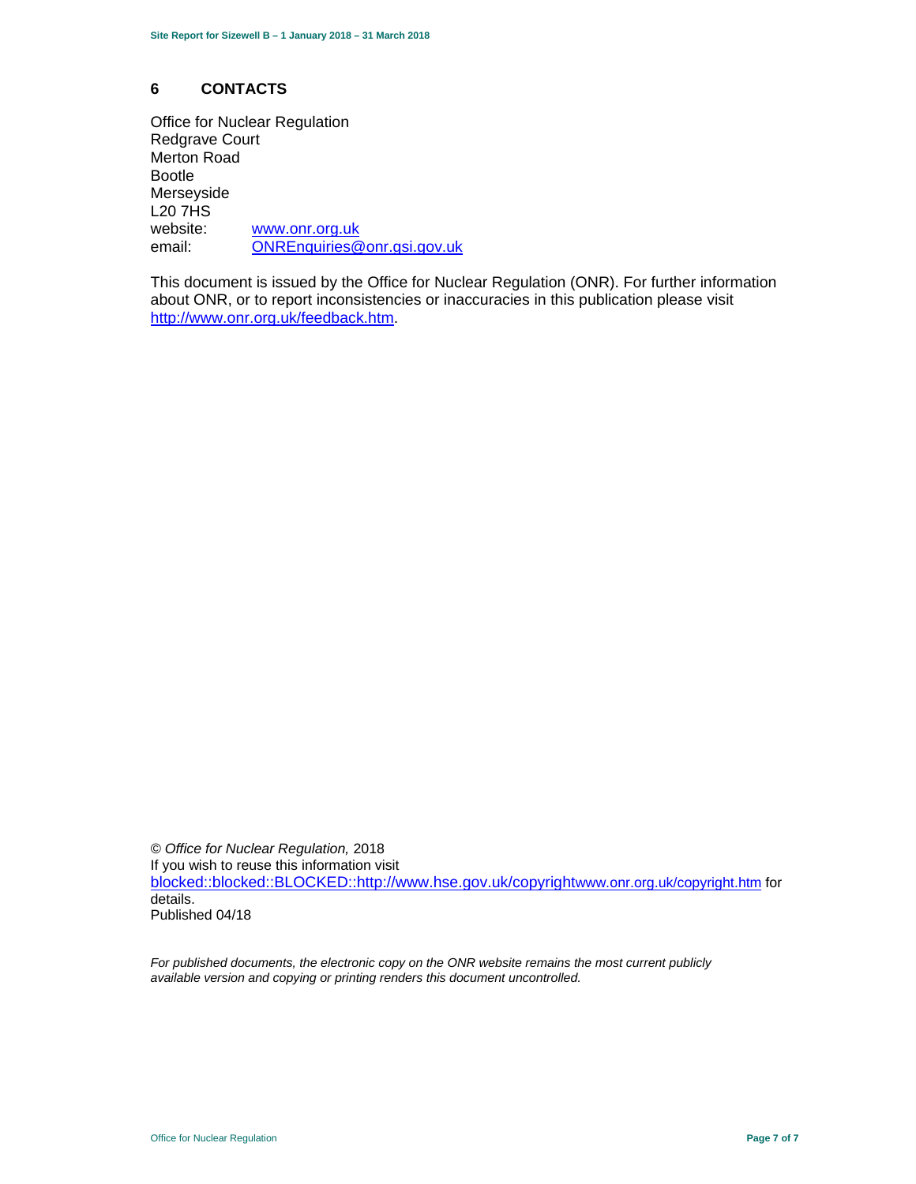## 6 CONTACTS

Office for Nuclear Regulation
Redgrave Court
Merton Road
Bootle
Merseyside
L20 7HS
website: www.onr.org.uk
email: ONREnquiries@onr.gsi.gov.uk

This document is issued by the Office for Nuclear Regulation (ONR). For further information about ONR, or to report inconsistencies or inaccuracies in this publication please visit http://www.onr.org.uk/feedback.htm.

© *Office for Nuclear Regulation,* 2018
If you wish to reuse this information visit blocked::blocked::BLOCKED::http://www.hse.gov.uk/copyrightwww.onr.org.uk/copyright.htm for details.
Published 04/18

*For published documents, the electronic copy on the ONR website remains the most current publicly available version and copying or printing renders this document uncontrolled.*